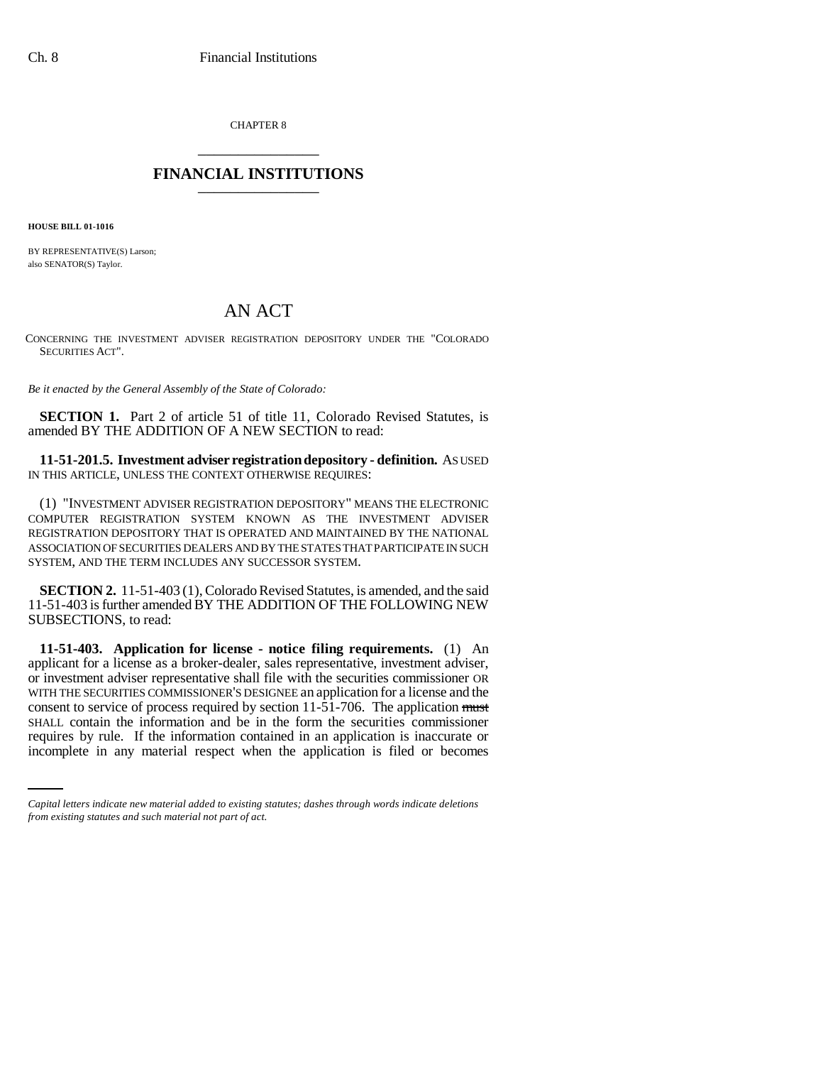CHAPTER 8

## FINANCIAL INSTITUTIONS

**HOUSE BILL 01-1016**

BY REPRESENTATIVE(S) Larson;
also SENATOR(S) Taylor.

# AN ACT

CONCERNING THE INVESTMENT ADVISER REGISTRATION DEPOSITORY UNDER THE "COLORADO SECURITIES ACT".

*Be it enacted by the General Assembly of the State of Colorado:*

**SECTION 1.** Part 2 of article 51 of title 11, Colorado Revised Statutes, is amended BY THE ADDITION OF A NEW SECTION to read:

**11-51-201.5. Investment adviser registration depository - definition.** AS USED IN THIS ARTICLE, UNLESS THE CONTEXT OTHERWISE REQUIRES:

(1) "INVESTMENT ADVISER REGISTRATION DEPOSITORY" MEANS THE ELECTRONIC COMPUTER REGISTRATION SYSTEM KNOWN AS THE INVESTMENT ADVISER REGISTRATION DEPOSITORY THAT IS OPERATED AND MAINTAINED BY THE NATIONAL ASSOCIATION OF SECURITIES DEALERS AND BY THE STATES THAT PARTICIPATE IN SUCH SYSTEM, AND THE TERM INCLUDES ANY SUCCESSOR SYSTEM.

**SECTION 2.** 11-51-403 (1), Colorado Revised Statutes, is amended, and the said 11-51-403 is further amended BY THE ADDITION OF THE FOLLOWING NEW SUBSECTIONS, to read:

**11-51-403. Application for license - notice filing requirements.** (1) An applicant for a license as a broker-dealer, sales representative, investment adviser, or investment adviser representative shall file with the securities commissioner OR WITH THE SECURITIES COMMISSIONER'S DESIGNEE an application for a license and the consent to service of process required by section 11-51-706. The application ~~must~~ SHALL contain the information and be in the form the securities commissioner requires by rule. If the information contained in an application is inaccurate or incomplete in any material respect when the application is filed or becomes

*Capital letters indicate new material added to existing statutes; dashes through words indicate deletions from existing statutes and such material not part of act.*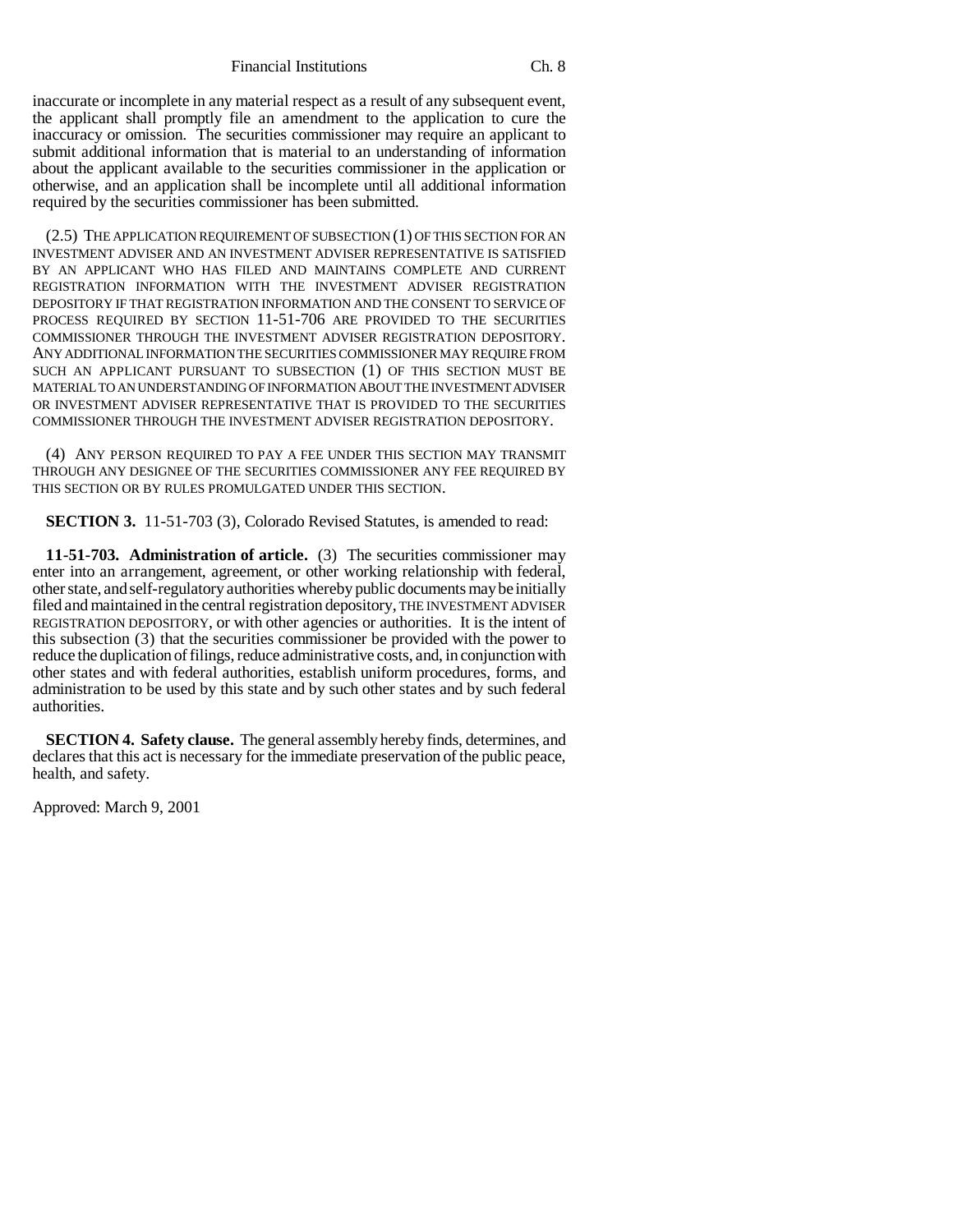inaccurate or incomplete in any material respect as a result of any subsequent event, the applicant shall promptly file an amendment to the application to cure the inaccuracy or omission. The securities commissioner may require an applicant to submit additional information that is material to an understanding of information about the applicant available to the securities commissioner in the application or otherwise, and an application shall be incomplete until all additional information required by the securities commissioner has been submitted.

(2.5) THE APPLICATION REQUIREMENT OF SUBSECTION (1) OF THIS SECTION FOR AN INVESTMENT ADVISER AND AN INVESTMENT ADVISER REPRESENTATIVE IS SATISFIED BY AN APPLICANT WHO HAS FILED AND MAINTAINS COMPLETE AND CURRENT REGISTRATION INFORMATION WITH THE INVESTMENT ADVISER REGISTRATION DEPOSITORY IF THAT REGISTRATION INFORMATION AND THE CONSENT TO SERVICE OF PROCESS REQUIRED BY SECTION 11-51-706 ARE PROVIDED TO THE SECURITIES COMMISSIONER THROUGH THE INVESTMENT ADVISER REGISTRATION DEPOSITORY. ANY ADDITIONAL INFORMATION THE SECURITIES COMMISSIONER MAY REQUIRE FROM SUCH AN APPLICANT PURSUANT TO SUBSECTION (1) OF THIS SECTION MUST BE MATERIAL TO AN UNDERSTANDING OF INFORMATION ABOUT THE INVESTMENT ADVISER OR INVESTMENT ADVISER REPRESENTATIVE THAT IS PROVIDED TO THE SECURITIES COMMISSIONER THROUGH THE INVESTMENT ADVISER REGISTRATION DEPOSITORY.

(4) ANY PERSON REQUIRED TO PAY A FEE UNDER THIS SECTION MAY TRANSMIT THROUGH ANY DESIGNEE OF THE SECURITIES COMMISSIONER ANY FEE REQUIRED BY THIS SECTION OR BY RULES PROMULGATED UNDER THIS SECTION.

**SECTION 3.** 11-51-703 (3), Colorado Revised Statutes, is amended to read:

**11-51-703. Administration of article.** (3) The securities commissioner may enter into an arrangement, agreement, or other working relationship with federal, other state, and self-regulatory authorities whereby public documents may be initially filed and maintained in the central registration depository, THE INVESTMENT ADVISER REGISTRATION DEPOSITORY, or with other agencies or authorities. It is the intent of this subsection (3) that the securities commissioner be provided with the power to reduce the duplication of filings, reduce administrative costs, and, in conjunction with other states and with federal authorities, establish uniform procedures, forms, and administration to be used by this state and by such other states and by such federal authorities.

**SECTION 4. Safety clause.** The general assembly hereby finds, determines, and declares that this act is necessary for the immediate preservation of the public peace, health, and safety.

Approved: March 9, 2001